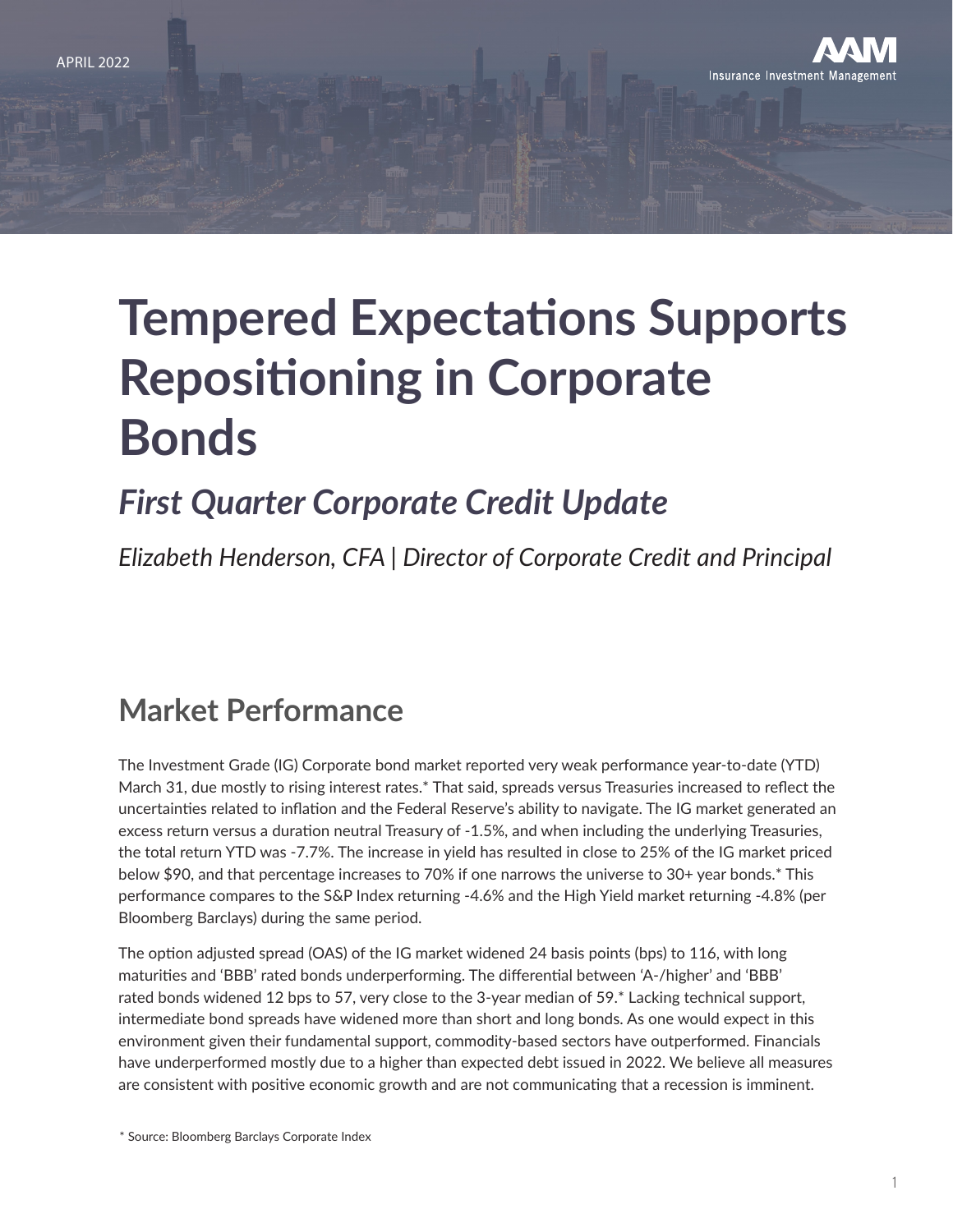APRIL 2022

# Tempered Expectations Supports Repositioning in Corporate Bonds

## *First Quarter Corporate Credit Update*

*Elizabeth Henderson, CFA | Director of Corporate Credit and Principal*

## Market Performance

The Investment Grade (IG) Corporate bond market reported very weak performance year-to-date (YTD) March 31, due mostly to rising interest rates.* That said, spreads versus Treasuries increased to reflect the uncertainties related to inflation and the Federal Reserve's ability to navigate. The IG market generated an excess return versus a duration neutral Treasury of -1.5%, and when including the underlying Treasuries, the total return YTD was -7.7%. The increase in yield has resulted in close to 25% of the IG market priced below $90, and that percentage increases to 70% if one narrows the universe to 30+ year bonds.* This performance compares to the S&P Index returning -4.6% and the High Yield market returning -4.8% (per Bloomberg Barclays) during the same period.

The option adjusted spread (OAS) of the IG market widened 24 basis points (bps) to 116, with long maturities and 'BBB' rated bonds underperforming. The differential between 'A-/higher' and 'BBB' rated bonds widened 12 bps to 57, very close to the 3-year median of 59.* Lacking technical support, intermediate bond spreads have widened more than short and long bonds. As one would expect in this environment given their fundamental support, commodity-based sectors have outperformed. Financials have underperformed mostly due to a higher than expected debt issued in 2022. We believe all measures are consistent with positive economic growth and are not communicating that a recession is imminent.

\* Source: Bloomberg Barclays Corporate Index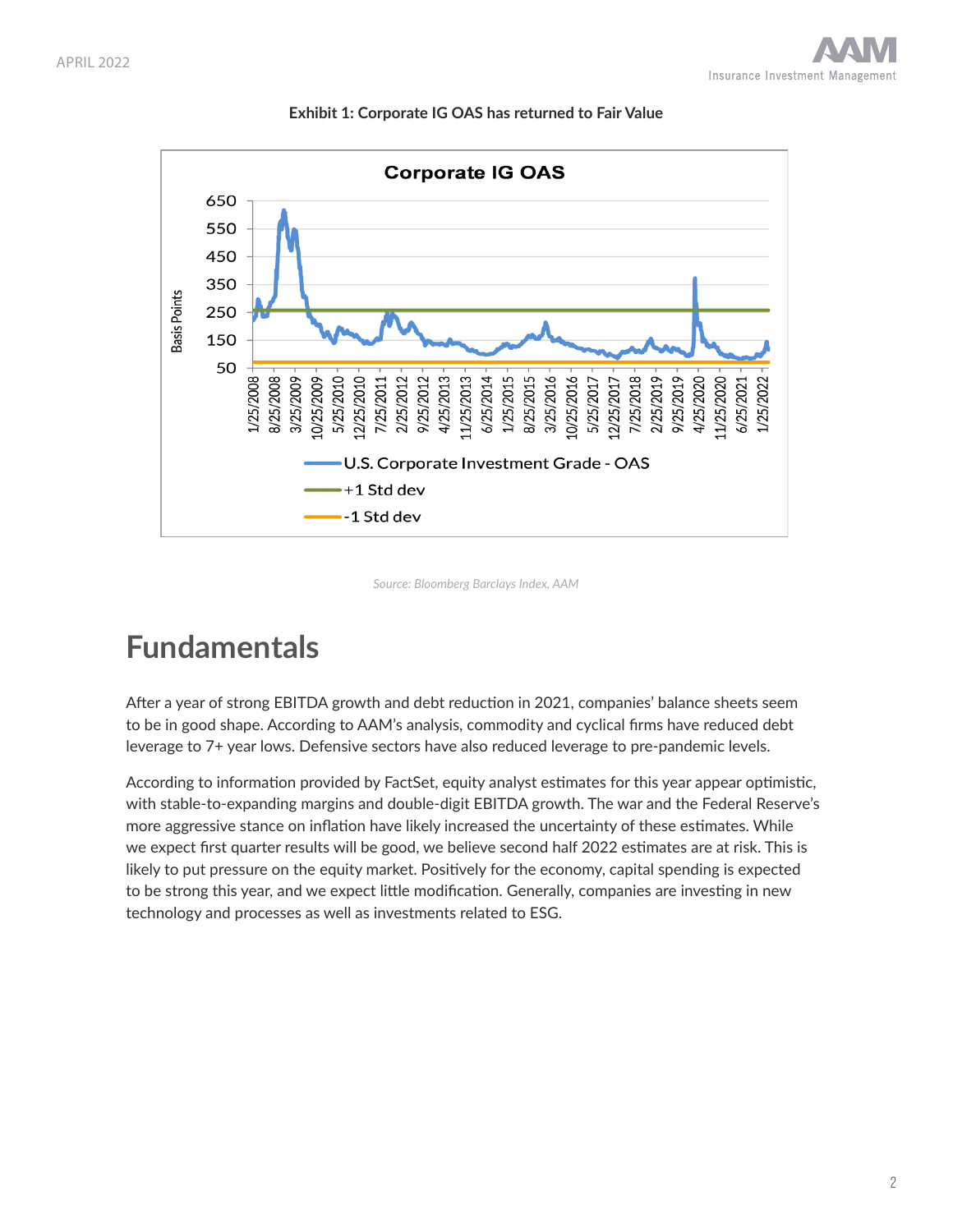**Exhibit 1: Corporate IG OAS has returned to Fair Value**

*Source: Bloomberg Barclays Index, AAM*

## Fundamentals

After a year of strong EBITDA growth and debt reduction in 2021, companies' balance sheets seem to be in good shape. According to AAM's analysis, commodity and cyclical firms have reduced debt leverage to 7+ year lows. Defensive sectors have also reduced leverage to pre-pandemic levels.

According to information provided by FactSet, equity analyst estimates for this year appear optimistic, with stable-to-expanding margins and double-digit EBITDA growth. The war and the Federal Reserve's more aggressive stance on inflation have likely increased the uncertainty of these estimates. While we expect first quarter results will be good, we believe second half 2022 estimates are at risk. This is likely to put pressure on the equity market. Positively for the economy, capital spending is expected to be strong this year, and we expect little modification. Generally, companies are investing in new technology and processes as well as investments related to ESG.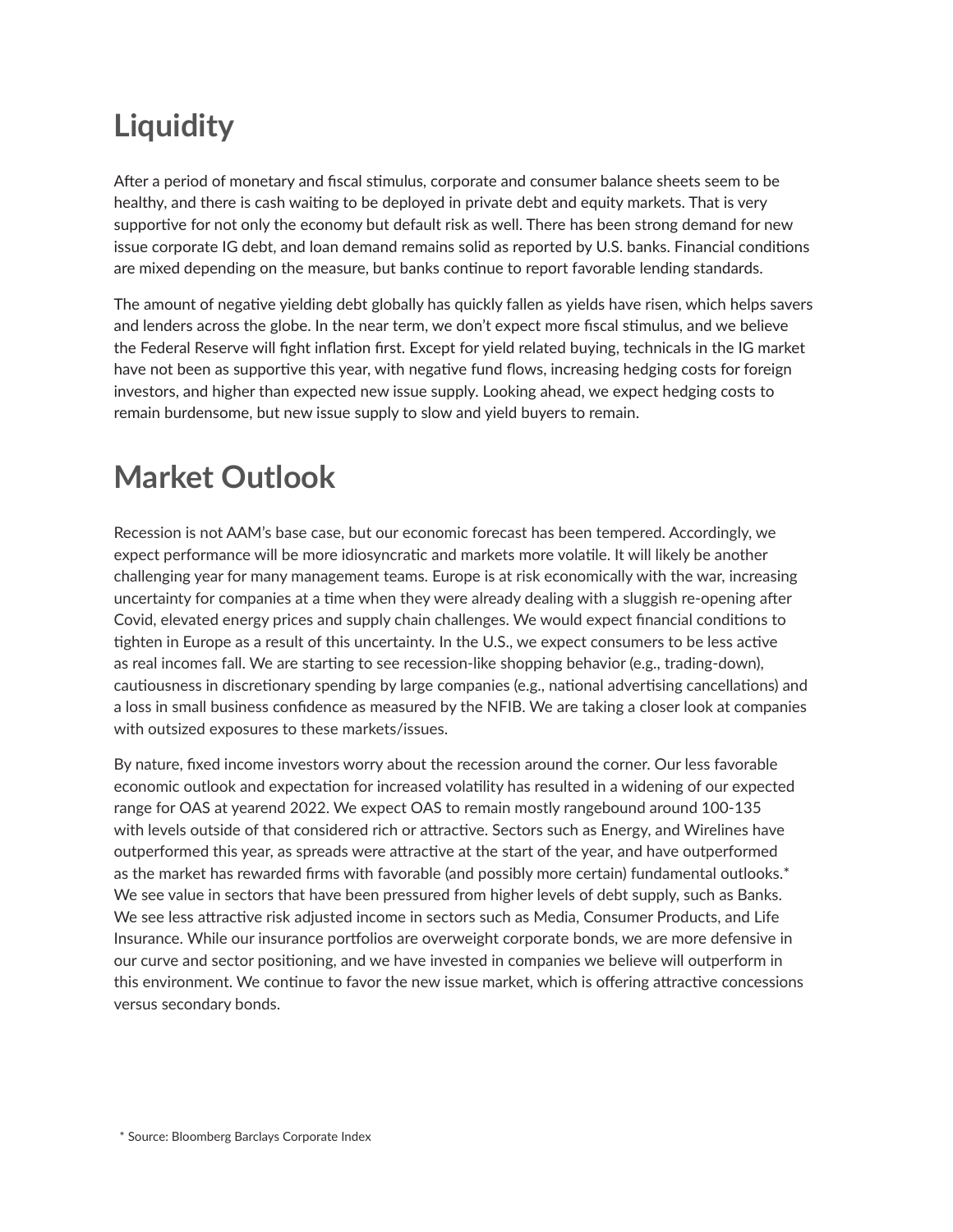# Liquidity

After a period of monetary and fiscal stimulus, corporate and consumer balance sheets seem to be healthy, and there is cash waiting to be deployed in private debt and equity markets. That is very supportive for not only the economy but default risk as well. There has been strong demand for new issue corporate IG debt, and loan demand remains solid as reported by U.S. banks. Financial conditions are mixed depending on the measure, but banks continue to report favorable lending standards.

The amount of negative yielding debt globally has quickly fallen as yields have risen, which helps savers and lenders across the globe. In the near term, we don't expect more fiscal stimulus, and we believe the Federal Reserve will fight inflation first. Except for yield related buying, technicals in the IG market have not been as supportive this year, with negative fund flows, increasing hedging costs for foreign investors, and higher than expected new issue supply. Looking ahead, we expect hedging costs to remain burdensome, but new issue supply to slow and yield buyers to remain.

# Market Outlook

Recession is not AAM's base case, but our economic forecast has been tempered. Accordingly, we expect performance will be more idiosyncratic and markets more volatile. It will likely be another challenging year for many management teams. Europe is at risk economically with the war, increasing uncertainty for companies at a time when they were already dealing with a sluggish re-opening after Covid, elevated energy prices and supply chain challenges. We would expect financial conditions to tighten in Europe as a result of this uncertainty. In the U.S., we expect consumers to be less active as real incomes fall. We are starting to see recession-like shopping behavior (e.g., trading-down), cautiousness in discretionary spending by large companies (e.g., national advertising cancellations) and a loss in small business confidence as measured by the NFIB. We are taking a closer look at companies with outsized exposures to these markets/issues.

By nature, fixed income investors worry about the recession around the corner. Our less favorable economic outlook and expectation for increased volatility has resulted in a widening of our expected range for OAS at yearend 2022. We expect OAS to remain mostly rangebound around 100-135 with levels outside of that considered rich or attractive. Sectors such as Energy, and Wirelines have outperformed this year, as spreads were attractive at the start of the year, and have outperformed as the market has rewarded firms with favorable (and possibly more certain) fundamental outlooks.* We see value in sectors that have been pressured from higher levels of debt supply, such as Banks. We see less attractive risk adjusted income in sectors such as Media, Consumer Products, and Life Insurance. While our insurance portfolios are overweight corporate bonds, we are more defensive in our curve and sector positioning, and we have invested in companies we believe will outperform in this environment. We continue to favor the new issue market, which is offering attractive concessions versus secondary bonds.

\* Source: Bloomberg Barclays Corporate Index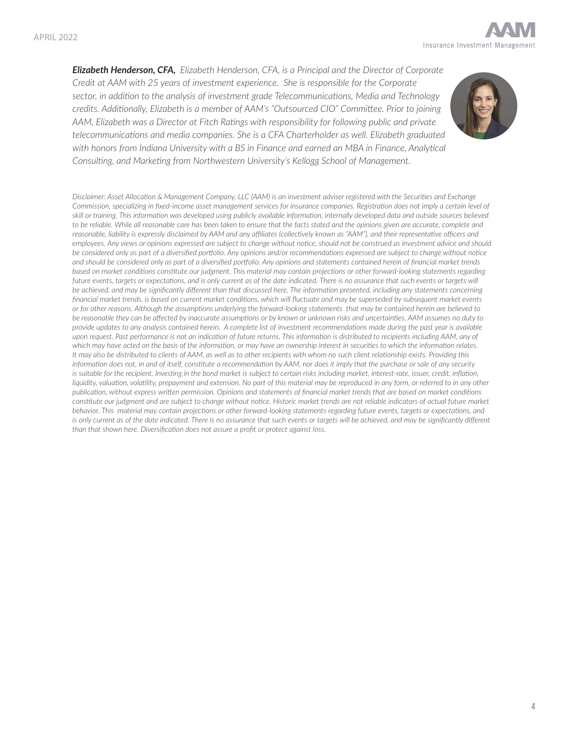***Elizabeth Henderson, CFA,*** *Elizabeth Henderson, CFA, is a Principal and the Director of Corporate Credit at AAM with 25 years of investment experience. She is responsible for the Corporate sector, in addition to the analysis of investment grade Telecommunications, Media and Technology credits. Additionally, Elizabeth is a member of AAM's "Outsourced CIO" Committee. Prior to joining AAM, Elizabeth was a Director at Fitch Ratings with responsibility for following public and private telecommunications and media companies. She is a CFA Charterholder as well. Elizabeth graduated with honors from Indiana University with a BS in Finance and earned an MBA in Finance, Analytical Consulting, and Marketing from Northwestern University's Kellogg School of Management.*

*Disclaimer: Asset Allocation & Management Company, LLC (AAM) is an investment adviser registered with the Securities and Exchange Commission, specializing in fixed-income asset management services for insurance companies. Registration does not imply a certain level of skill or training. This information was developed using publicly available information, internally developed data and outside sources believed to be reliable. While all reasonable care has been taken to ensure that the facts stated and the opinions given are accurate, complete and reasonable, liability is expressly disclaimed by AAM and any affiliates (collectively known as "AAM"), and their representative officers and employees. Any views or opinions expressed are subject to change without notice, should not be construed as investment advice and should be considered only as part of a diversified portfolio. Any opinions and/or recommendations expressed are subject to change without notice and should be considered only as part of a diversified portfolio. Any opinions and statements contained herein of financial market trends based on market conditions constitute our judgment. This material may contain projections or other forward-looking statements regarding future events, targets or expectations, and is only current as of the date indicated. There is no assurance that such events or targets will be achieved, and may be significantly different than that discussed here. The information presented, including any statements concerning financial market trends, is based on current market conditions, which will fluctuate and may be superseded by subsequent market events or for other reasons. Although the assumptions underlying the forward-looking statements that may be contained herein are believed to be reasonable they can be affected by inaccurate assumptions or by known or unknown risks and uncertainties. AAM assumes no duty to provide updates to any analysis contained herein. A complete list of investment recommendations made during the past year is available upon request. Past performance is not an indication of future returns. This information is distributed to recipients including AAM, any of which may have acted on the basis of the information, or may have an ownership interest in securities to which the information relates. It may also be distributed to clients of AAM, as well as to other recipients with whom no such client relationship exists. Providing this information does not, in and of itself, constitute a recommendation by AAM, nor does it imply that the purchase or sale of any security is suitable for the recipient. Investing in the bond market is subject to certain risks including market, interest-rate, issuer, credit, inflation, liquidity, valuation, volatility, prepayment and extension. No part of this material may be reproduced in any form, or referred to in any other publication, without express written permission. Opinions and statements of financial market trends that are based on market conditions constitute our judgment and are subject to change without notice. Historic market trends are not reliable indicators of actual future market behavior. This material may contain projections or other forward-looking statements regarding future events, targets or expectations, and is only current as of the date indicated. There is no assurance that such events or targets will be achieved, and may be significantly different than that shown here. Diversification does not assure a profit or protect against loss.*